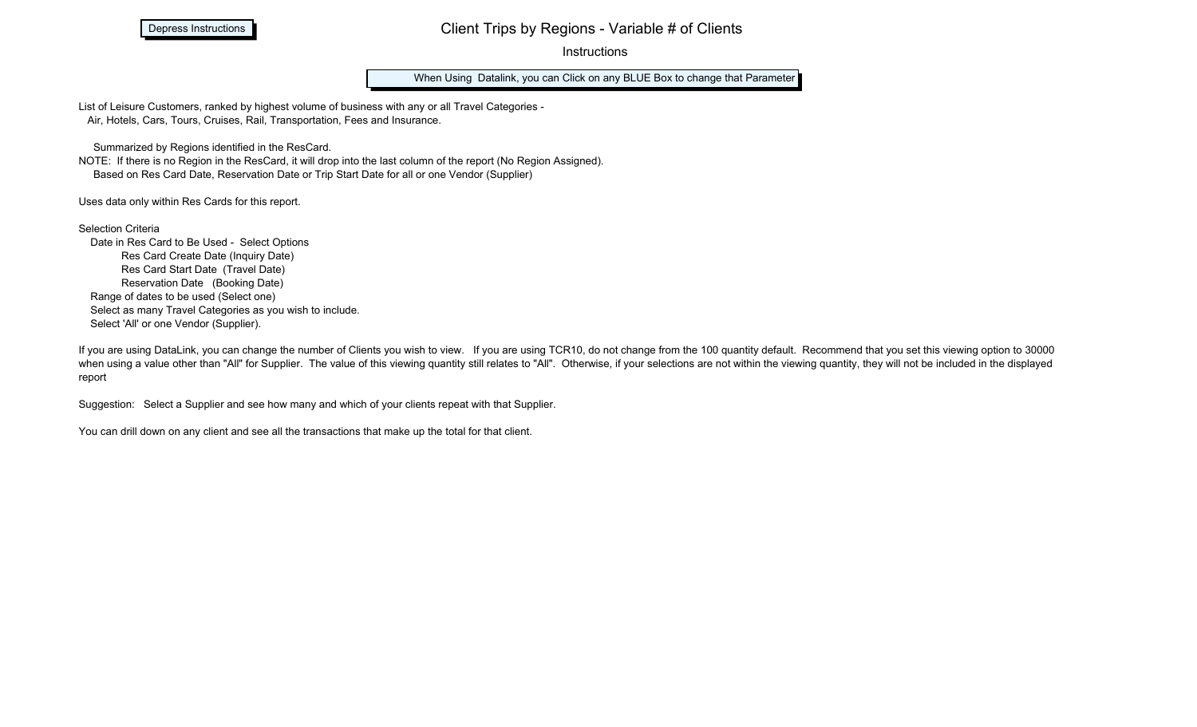Depress Instructions

# Client Trips by Regions - Variable # of Clients

## Instructions

When Using Datalink, you can Click on any BLUE Box to change that Parameter

List of Leisure Customers, ranked by highest volume of business with any or all Travel Categories -
Air, Hotels, Cars, Tours, Cruises, Rail, Transportation, Fees and Insurance.

Summarized by Regions identified in the ResCard.
NOTE: If there is no Region in the ResCard, it will drop into the last column of the report (No Region Assigned).
Based on Res Card Date, Reservation Date or Trip Start Date for all or one Vendor (Supplier)

Uses data only within Res Cards for this report.

Selection Criteria
- Date in Res Card to Be Used - Select Options
  - Res Card Create Date (Inquiry Date)
  - Res Card Start Date (Travel Date)
  - Reservation Date (Booking Date)
- Range of dates to be used (Select one)
- Select as many Travel Categories as you wish to include.
- Select 'All' or one Vendor (Supplier).

If you are using DataLink, you can change the number of Clients you wish to view. If you are using TCR10, do not change from the 100 quantity default. Recommend that you set this viewing option to 30000 when using a value other than "All" for Supplier. The value of this viewing quantity still relates to "All". Otherwise, if your selections are not within the viewing quantity, they will not be included in the displayed report

Suggestion: Select a Supplier and see how many and which of your clients repeat with that Supplier.

You can drill down on any client and see all the transactions that make up the total for that client.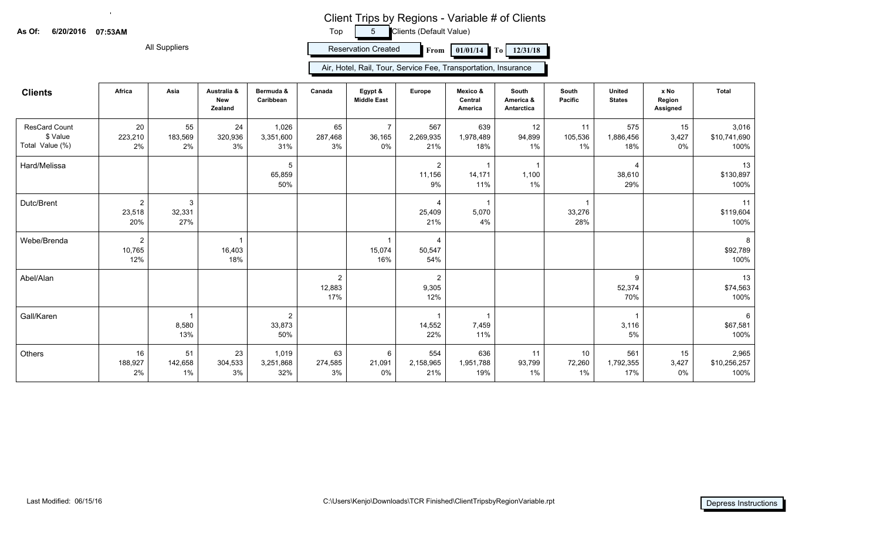# Client Trips by Regions - Variable # of Clients

**As Of:** 6/20/2016 07:53AM

All Suppliers

Top 5 Clients (Default Value)

Reservation Created From 01/01/14 To 12/31/18

Air, Hotel, Rail, Tour, Service Fee, Transportation, Insurance

| Clients | Africa | Asia | Australia & New Zealand | Bermuda & Caribbean | Canada | Egypt & Middle East | Europe | Mexico & Central America | South America & Antarctica | South Pacific | United States | x No Region Assigned | Total |
|---|---|---|---|---|---|---|---|---|---|---|---|---|---|
| ResCard Count<br>$ Value<br>Total Value (%) | 20<br>223,210<br>2% | 55<br>183,569<br>2% | 24<br>320,936<br>3% | 1,026<br>3,351,600<br>31% | 65<br>287,468<br>3% | 7<br>36,165<br>0% | 567<br>2,269,935<br>21% | 639<br>1,978,489<br>18% | 12<br>94,899<br>1% | 11<br>105,536<br>1% | 575<br>1,886,456<br>18% | 15<br>3,427<br>0% | 3,016<br>$10,741,690<br>100% |
| Hard/Melissa | | | | 5<br>65,859<br>50% | | | 2<br>11,156<br>9% | 1<br>14,171<br>11% | 1<br>1,100<br>1% | | 4<br>38,610<br>29% | | 13<br>$130,897<br>100% |
| Dutc/Brent | 2<br>23,518<br>20% | 3<br>32,331<br>27% | | | | | 4<br>25,409<br>21% | 1<br>5,070<br>4% | | 1<br>33,276<br>28% | | | 11<br>$119,604<br>100% |
| Webe/Brenda | 2<br>10,765<br>12% | | 1<br>16,403<br>18% | | | 1<br>15,074<br>16% | 4<br>50,547<br>54% | | | | | | 8<br>$92,789<br>100% |
| Abel/Alan | | | | | 2<br>12,883<br>17% | | 2<br>9,305<br>12% | | | | 9<br>52,374<br>70% | | 13<br>$74,563<br>100% |
| Gall/Karen | | 1<br>8,580<br>13% | | 2<br>33,873<br>50% | | | 1<br>14,552<br>22% | 1<br>7,459<br>11% | | | 1<br>3,116<br>5% | | 6<br>$67,581<br>100% |
| Others | 16<br>188,927<br>2% | 51<br>142,658<br>1% | 23<br>304,533<br>3% | 1,019<br>3,251,868<br>32% | 63<br>274,585<br>3% | 6<br>21,091<br>0% | 554<br>2,158,965<br>21% | 636<br>1,951,788<br>19% | 11<br>93,799<br>1% | 10<br>72,260<br>1% | 561<br>1,792,355<br>17% | 15<br>3,427<br>0% | 2,965<br>$10,256,257<br>100% |

Last Modified: 06/15/16

C:\Users\Kenjo\Downloads\TCR Finished\ClientTripsbyRegionVariable.rpt

Depress Instructions